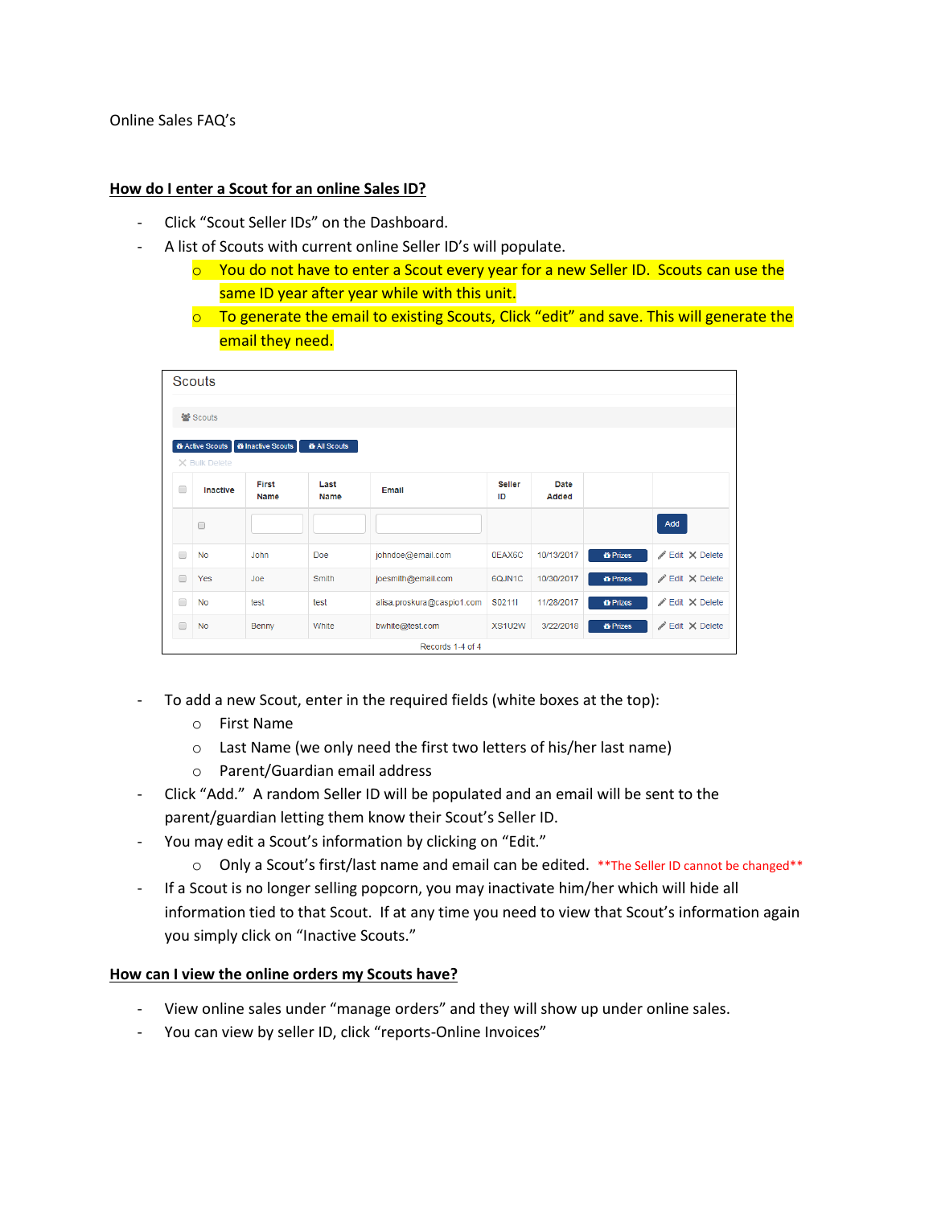Online Sales FAQ's

## How do I enter a Scout for an online Sales ID?

- Click "Scout Seller IDs" on the Dashboard.
- A list of Scouts with current online Seller ID's will populate.
  - You do not have to enter a Scout every year for a new Seller ID. Scouts can use the same ID year after year while with this unit.
  - To generate the email to existing Scouts, Click "edit" and save. This will generate the email they need.

Scouts

Scouts

Active Scouts | Inactive Scouts | All Scouts

Bulk Delete

| | Inactive | First Name | Last Name | Email | Seller ID | Date Added | | |
|---|---|---|---|---|---|---|---|---|
| | | | | | | | | Add |
| | No | John | Doe | johndoe@email.com | 0EAX6C | 10/13/2017 | Prizes | Edit Delete |
| | Yes | Joe | Smith | joesmith@email.com | 6QJN1C | 10/30/2017 | Prizes | Edit Delete |
| | No | test | test | alisa.proskura@caspio1.com | S0211I | 11/28/2017 | Prizes | Edit Delete |
| | No | Benny | White | bwhite@test.com | XS1U2W | 3/22/2018 | Prizes | Edit Delete |

Records 1-4 of 4

- To add a new Scout, enter in the required fields (white boxes at the top):
  - First Name
  - Last Name (we only need the first two letters of his/her last name)
  - Parent/Guardian email address
- Click "Add." A random Seller ID will be populated and an email will be sent to the parent/guardian letting them know their Scout's Seller ID.
- You may edit a Scout's information by clicking on "Edit."
  - Only a Scout's first/last name and email can be edited. **The Seller ID cannot be changed**
- If a Scout is no longer selling popcorn, you may inactivate him/her which will hide all information tied to that Scout. If at any time you need to view that Scout's information again you simply click on "Inactive Scouts."

## How can I view the online orders my Scouts have?

- View online sales under "manage orders" and they will show up under online sales.
- You can view by seller ID, click "reports-Online Invoices"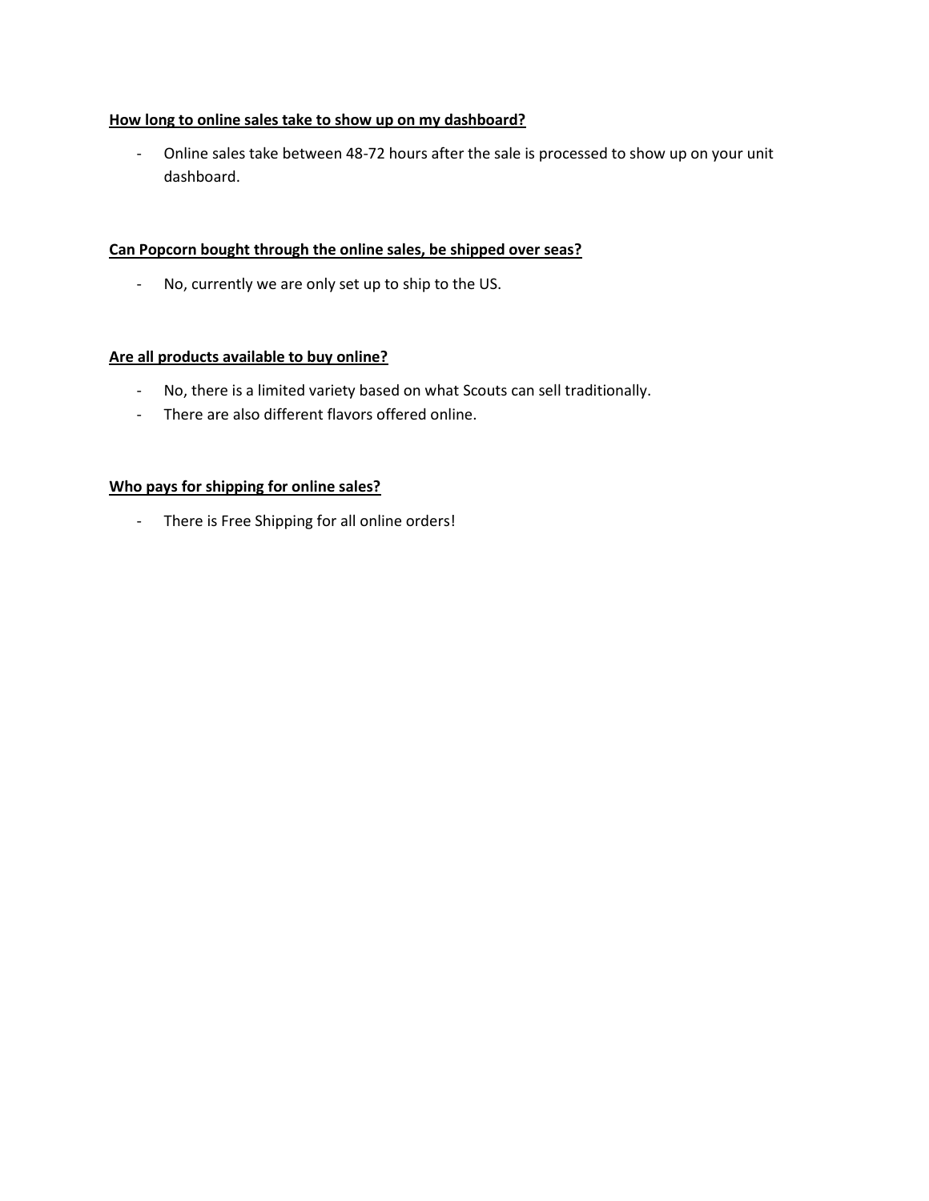**How long to online sales take to show up on my dashboard?**

- Online sales take between 48-72 hours after the sale is processed to show up on your unit dashboard.

**Can Popcorn bought through the online sales, be shipped over seas?**

- No, currently we are only set up to ship to the US.

**Are all products available to buy online?**

- No, there is a limited variety based on what Scouts can sell traditionally.
- There are also different flavors offered online.

**Who pays for shipping for online sales?**

- There is Free Shipping for all online orders!